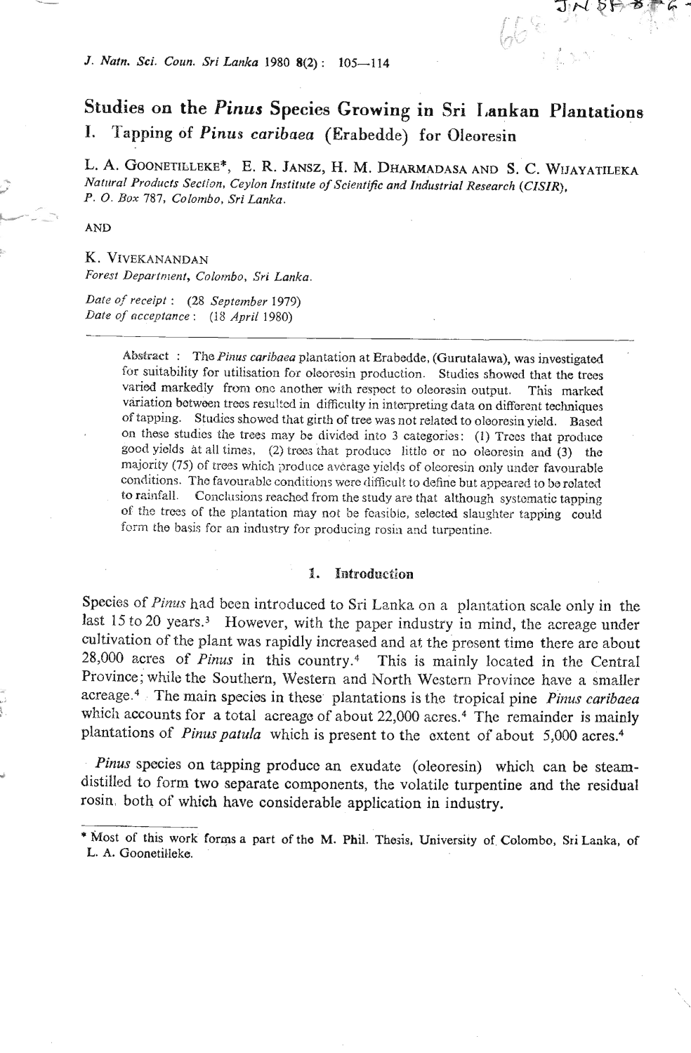# Studies on the *Pinus* Species Growing in Sri Lankan Plantations

## I. Tapping of *Pinus caribaea* (Erabedde) for Oleoresin

L. A. GOONETILLEKE*, E. R. JANSZ, H. M. DHARMADASA AND S. C. WIJAYATILEKA
*Natural Products Section, Ceylon Institute of Scientific and Industrial Research (CISIR), P. O. Box 787, Colombo, Sri Lanka.*

AND

K. VIVEKANANDAN
*Forest Department, Colombo, Sri Lanka.*

*Date of receipt*: (28 *September* 1979)
*Date of acceptance*: (18 *April* 1980)

**Abstract**: The *Pinus caribaea* plantation at Erabedde, (Gurutalawa), was investigated for suitability for utilisation for oleoresin production. Studies showed that the trees varied markedly from one another with respect to oleoresin output. This marked variation between trees resulted in difficulty in interpreting data on different techniques of tapping. Studies showed that girth of tree was not related to oleoresin yield. Based on these studies the trees may be divided into 3 categories: (1) Trees that produce good yields at all times, (2) trees that produce little or no oleoresin and (3) the majority (75) of trees which produce average yields of oleoresin only under favourable conditions. The favourable conditions were difficult to define but appeared to be related to rainfall. Conclusions reached from the study are that although systematic tapping of the trees of the plantation may not be feasible, selected slaughter tapping could form the basis for an industry for producing rosin and turpentine.

## 1. Introduction

Species of *Pinus* had been introduced to Sri Lanka on a plantation scale only in the last 15 to 20 years.[3] However, with the paper industry in mind, the acreage under cultivation of the plant was rapidly increased and at the present time there are about 28,000 acres of *Pinus* in this country.[4] This is mainly located in the Central Province; while the Southern, Western and North Western Province have a smaller acreage.[4] The main species in these plantations is the tropical pine *Pinus caribaea* which accounts for a total acreage of about 22,000 acres.[4] The remainder is mainly plantations of *Pinus patula* which is present to the extent of about 5,000 acres.[4]

*Pinus* species on tapping produce an exudate (oleoresin) which can be steam-distilled to form two separate components, the volatile turpentine and the residual rosin, both of which have considerable application in industry.

* Most of this work forms a part of the M. Phil. Thesis, University of Colombo, Sri Lanka, of L. A. Goonetilleke.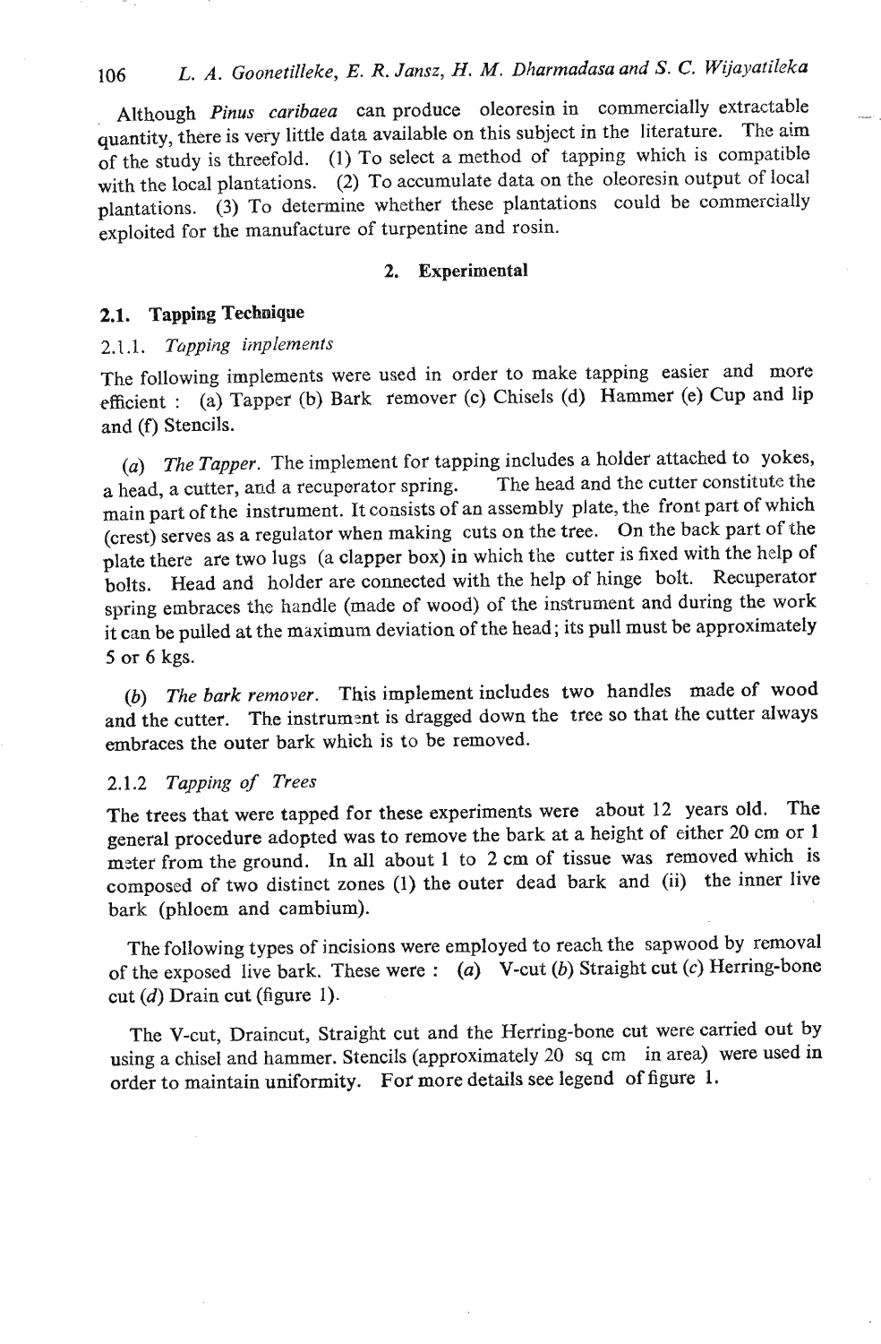Although *Pinus caribaea* can produce oleoresin in commercially extractable quantity, there is very little data available on this subject in the literature. The aim of the study is threefold. (1) To select a method of tapping which is compatible with the local plantations. (2) To accumulate data on the oleoresin output of local plantations. (3) To determine whether these plantations could be commercially exploited for the manufacture of turpentine and rosin.

## 2. Experimental

### 2.1. Tapping Technique

#### 2.1.1. *Tapping implements*

The following implements were used in order to make tapping easier and more efficient : (a) Tapper (b) Bark remover (c) Chisels (d) Hammer (e) Cup and lip and (f) Stencils.

(*a*) *The Tapper.* The implement for tapping includes a holder attached to yokes, a head, a cutter, and a recuperator spring. The head and the cutter constitute the main part of the instrument. It consists of an assembly plate, the front part of which (crest) serves as a regulator when making cuts on the tree. On the back part of the plate there are two lugs (a clapper box) in which the cutter is fixed with the help of bolts. Head and holder are connected with the help of hinge bolt. Recuperator spring embraces the handle (made of wood) of the instrument and during the work it can be pulled at the maximum deviation of the head; its pull must be approximately 5 or 6 kgs.

(*b*) *The bark remover.* This implement includes two handles made of wood and the cutter. The instrument is dragged down the tree so that the cutter always embraces the outer bark which is to be removed.

#### 2.1.2 *Tapping of Trees*

The trees that were tapped for these experiments were about 12 years old. The general procedure adopted was to remove the bark at a height of either 20 cm or 1 meter from the ground. In all about 1 to 2 cm of tissue was removed which is composed of two distinct zones (1) the outer dead bark and (ii) the inner live bark (phloem and cambium).

The following types of incisions were employed to reach the sapwood by removal of the exposed live bark. These were : (*a*) V-cut (*b*) Straight cut (*c*) Herring-bone cut (*d*) Drain cut (figure 1).

The V-cut, Draincut, Straight cut and the Herring-bone cut were carried out by using a chisel and hammer. Stencils (approximately 20 sq cm in area) were used in order to maintain uniformity. For more details see legend of figure 1.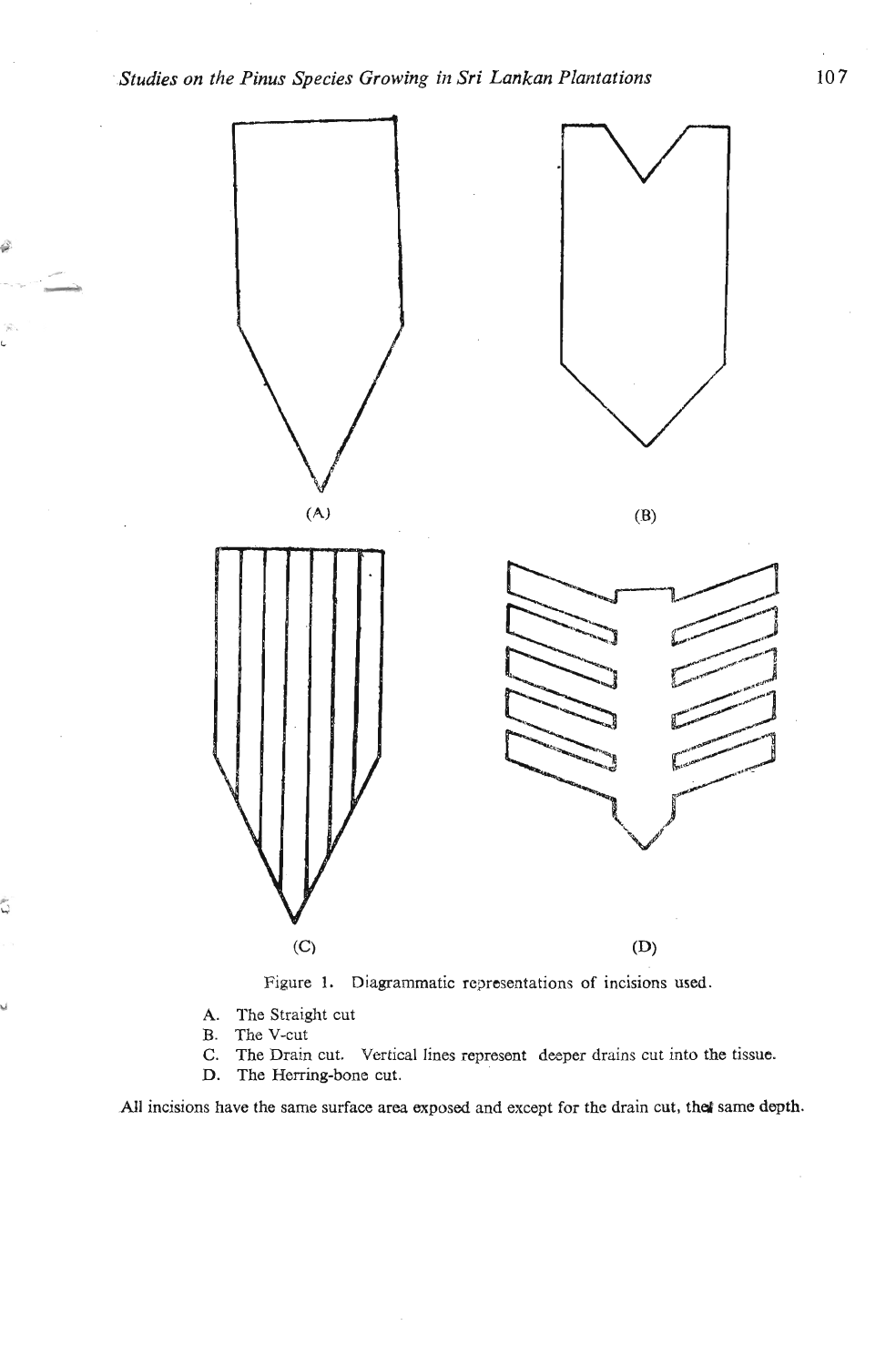(A) (B)

(C) (D)

Figure 1. Diagrammatic representations of incisions used.

A. The Straight cut
B. The V-cut
C. The Drain cut. Vertical lines represent deeper drains cut into the tissue.
D. The Herring-bone cut.

All incisions have the same surface area exposed and except for the drain cut, the same depth.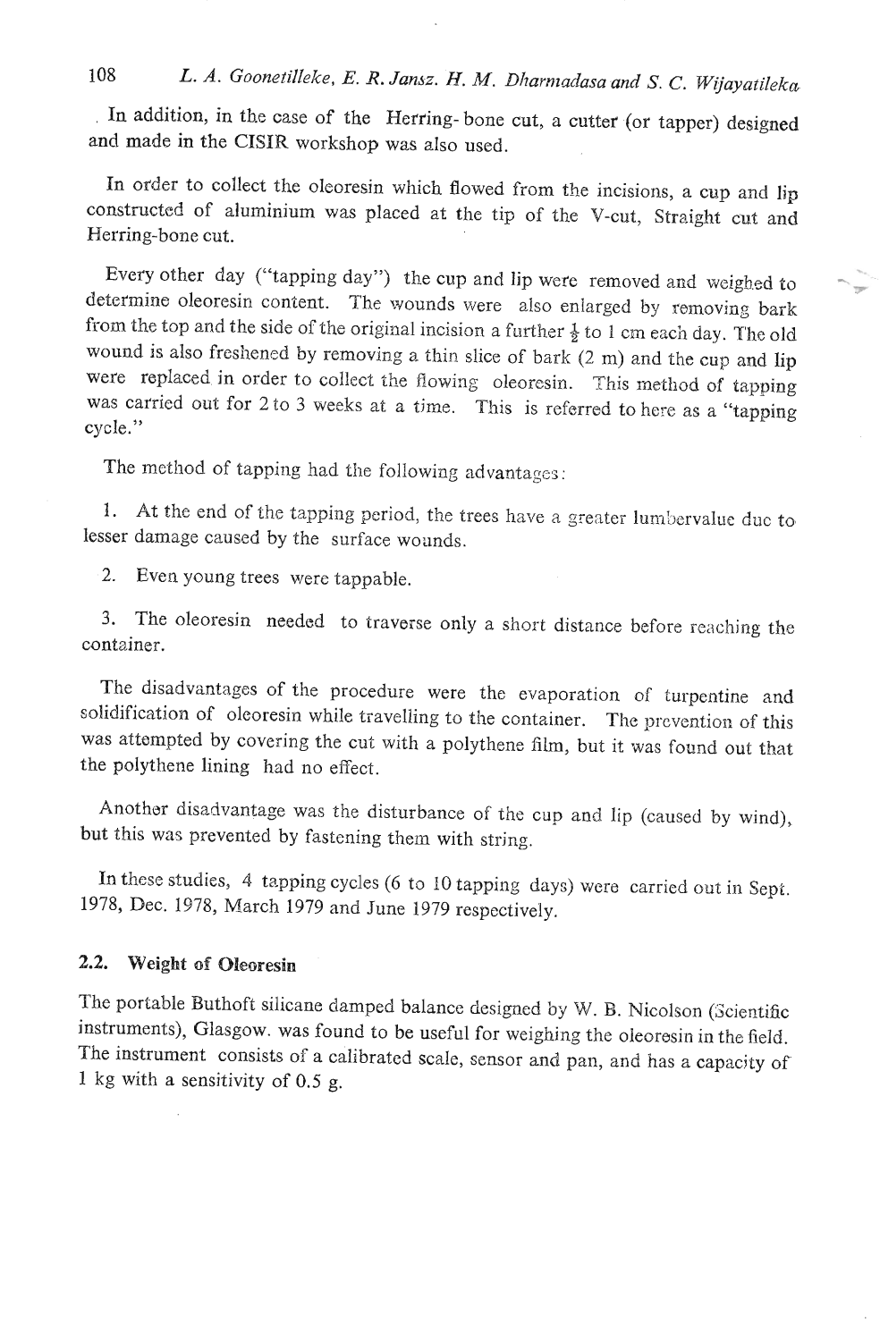In addition, in the case of the Herring-bone cut, a cutter (or tapper) designed and made in the CISIR workshop was also used.

In order to collect the oleoresin which flowed from the incisions, a cup and lip constructed of aluminium was placed at the tip of the V-cut, Straight cut and Herring-bone cut.

Every other day ("tapping day") the cup and lip were removed and weighed to determine oleoresin content. The wounds were also enlarged by removing bark from the top and the side of the original incision a further $\frac{1}{2}$ to 1 cm each day. The old wound is also freshened by removing a thin slice of bark (2 m) and the cup and lip were replaced in order to collect the flowing oleoresin. This method of tapping was carried out for 2 to 3 weeks at a time. This is referred to here as a "tapping cycle."

The method of tapping had the following advantages:

1. At the end of the tapping period, the trees have a greater lumbervalue duc to lesser damage caused by the surface wounds.

2. Even young trees were tappable.

3. The oleoresin needed to traverse only a short distance before reaching the container.

The disadvantages of the procedure were the evaporation of turpentine and solidification of oleoresin while travelling to the container. The prevention of this was attempted by covering the cut with a polythene film, but it was found out that the polythene lining had no effect.

Another disadvantage was the disturbance of the cup and lip (caused by wind), but this was prevented by fastening them with string.

In these studies, 4 tapping cycles (6 to 10 tapping days) were carried out in Sept. 1978, Dec. 1978, March 1979 and June 1979 respectively.

## 2.2. Weight of Oleoresin

The portable Buthoft silicane damped balance designed by W. B. Nicolson (Scientific instruments), Glasgow. was found to be useful for weighing the oleoresin in the field. The instrument consists of a calibrated scale, sensor and pan, and has a capacity of 1 kg with a sensitivity of 0.5 g.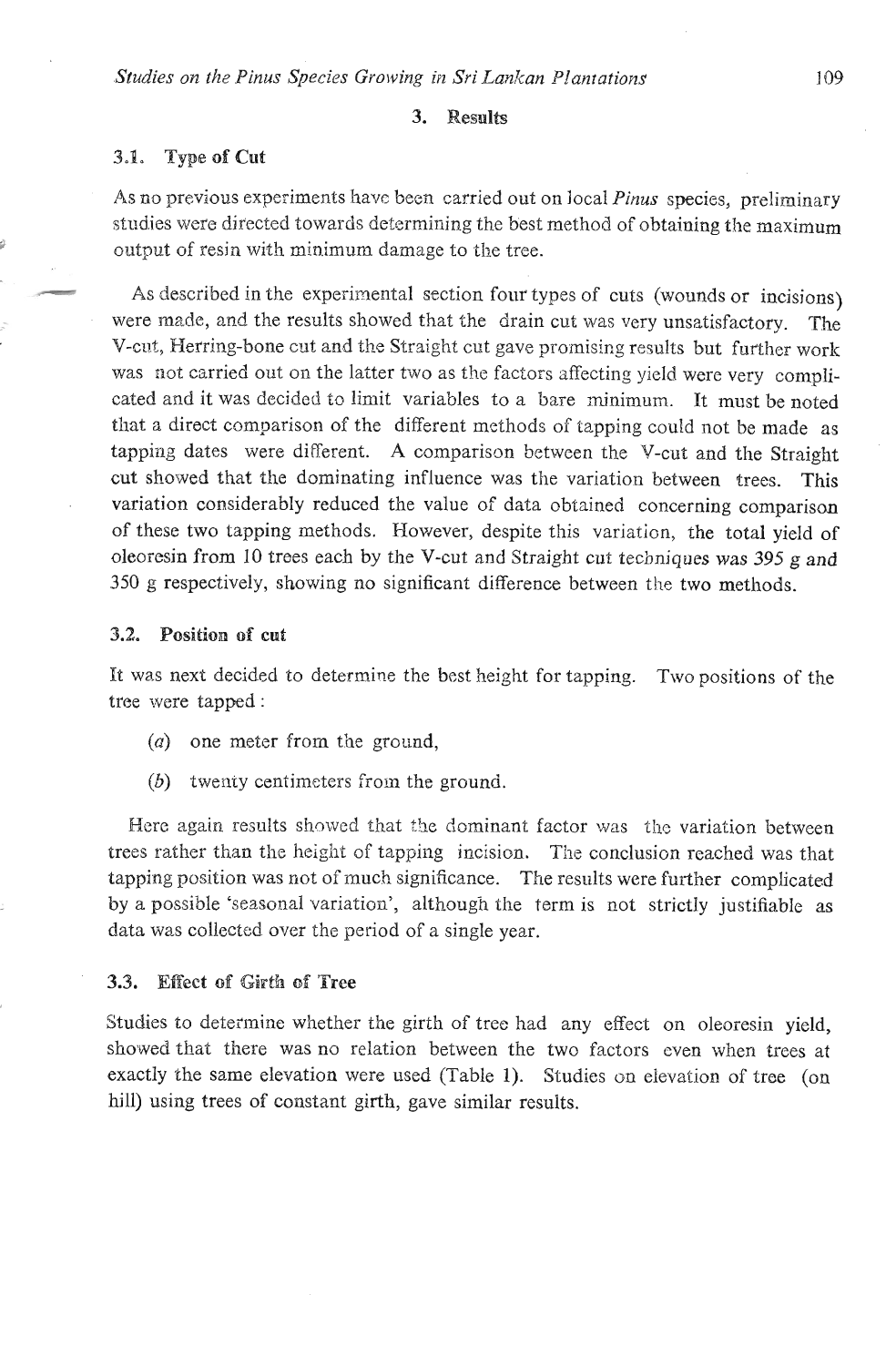## 3. Results

### 3.1. Type of Cut

As no previous experiments have been carried out on local *Pinus* species, preliminary studies were directed towards determining the best method of obtaining the maximum output of resin with minimum damage to the tree.

As described in the experimental section four types of cuts (wounds or incisions) were made, and the results showed that the drain cut was very unsatisfactory. The V-cut, Herring-bone cut and the Straight cut gave promising results but further work was not carried out on the latter two as the factors affecting yield were very complicated and it was decided to limit variables to a bare minimum. It must be noted that a direct comparison of the different methods of tapping could not be made as tapping dates were different. A comparison between the V-cut and the Straight cut showed that the dominating influence was the variation between trees. This variation considerably reduced the value of data obtained concerning comparison of these two tapping methods. However, despite this variation, the total yield of oleoresin from 10 trees each by the V-cut and Straight cut techniques was 395 g and 350 g respectively, showing no significant difference between the two methods.

### 3.2. Position of cut

It was next decided to determine the best height for tapping. Two positions of the tree were tapped:

(*a*) one meter from the ground,

(*b*) twenty centimeters from the ground.

Here again results showed that the dominant factor was the variation between trees rather than the height of tapping incision. The conclusion reached was that tapping position was not of much significance. The results were further complicated by a possible 'seasonal variation', although the term is not strictly justifiable as data was collected over the period of a single year.

### 3.3. Effect of Girth of Tree

Studies to determine whether the girth of tree had any effect on oleoresin yield, showed that there was no relation between the two factors even when trees at exactly the same elevation were used (Table 1). Studies on elevation of tree (on hill) using trees of constant girth, gave similar results.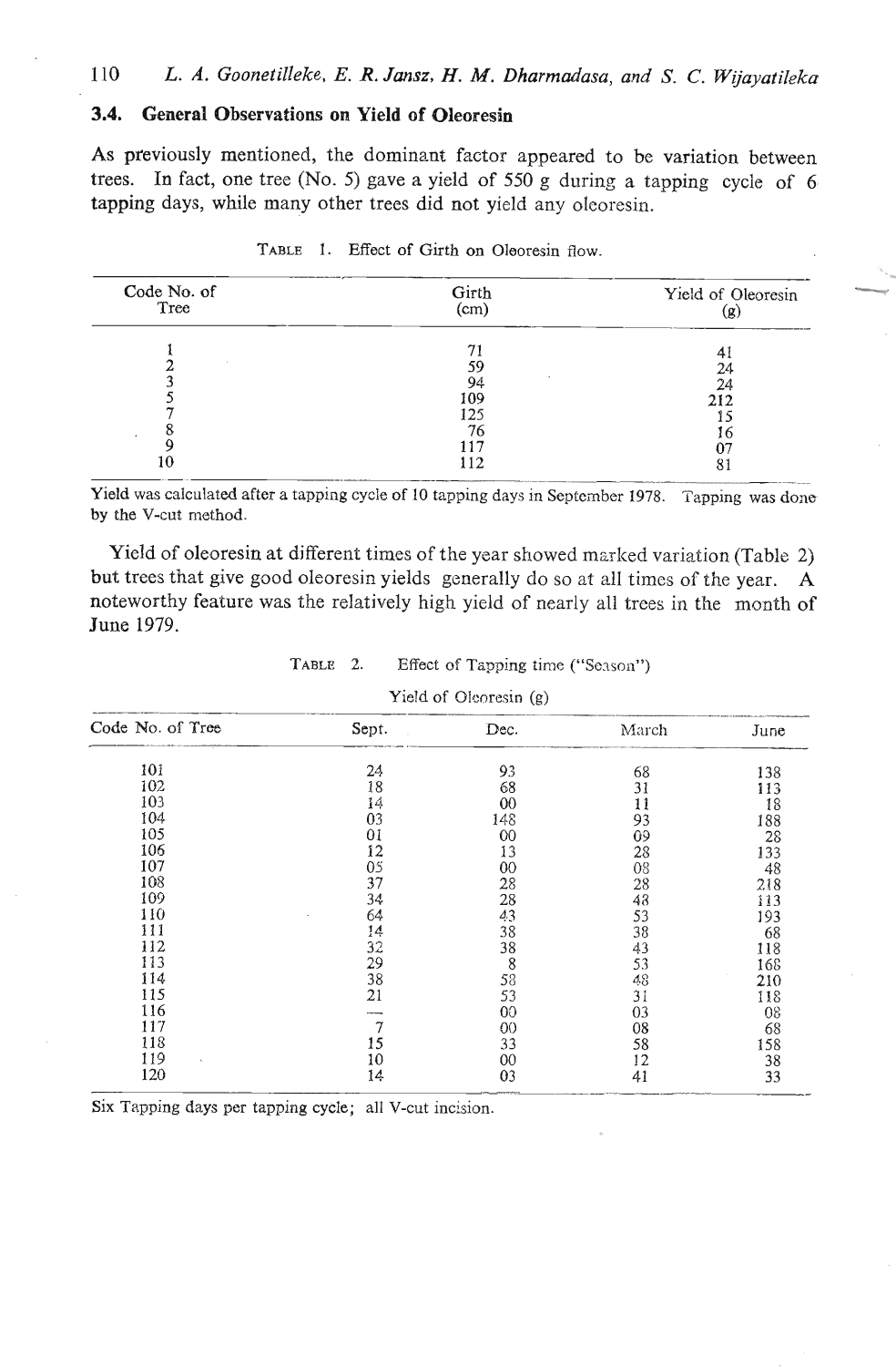### 3.4. General Observations on Yield of Oleoresin

As previously mentioned, the dominant factor appeared to be variation between trees. In fact, one tree (No. 5) gave a yield of 550 g during a tapping cycle of 6 tapping days, while many other trees did not yield any oleoresin.

TABLE 1. Effect of Girth on Oleoresin flow.

| Code No. of Tree | Girth (cm) | Yield of Oleoresin (g) |
|---|---|---|
| 1 | 71 | 41 |
| 2 | 59 | 24 |
| 3 | 94 | 24 |
| 5 | 109 | 212 |
| 7 | 125 | 15 |
| 8 | 76 | 16 |
| 9 | 117 | 07 |
| 10 | 112 | 81 |

Yield was calculated after a tapping cycle of 10 tapping days in September 1978. Tapping was done by the V-cut method.

Yield of oleoresin at different times of the year showed marked variation (Table 2) but trees that give good oleoresin yields generally do so at all times of the year. A noteworthy feature was the relatively high yield of nearly all trees in the month of June 1979.

TABLE 2. Effect of Tapping time ("Season")

| Code No. of Tree | Yield of Oleoresin (g) | | | |
|---|---|---|---|---|
| | Sept. | Dec. | March | June |
| 101 | 24 | 93 | 68 | 138 |
| 102 | 18 | 68 | 31 | 113 |
| 103 | 14 | 00 | 11 | 18 |
| 104 | 03 | 148 | 93 | 188 |
| 105 | 01 | 00 | 09 | 28 |
| 106 | 12 | 13 | 28 | 133 |
| 107 | 05 | 00 | 08 | 48 |
| 108 | 37 | 28 | 28 | 218 |
| 109 | 34 | 28 | 48 | 113 |
| 110 | 64 | 43 | 53 | 193 |
| 111 | 14 | 38 | 38 | 68 |
| 112 | 32 | 38 | 43 | 118 |
| 113 | 29 | 8 | 53 | 168 |
| 114 | 38 | 58 | 48 | 210 |
| 115 | 21 | 53 | 31 | 118 |
| 116 | — | 00 | 03 | 08 |
| 117 | 7 | 00 | 08 | 68 |
| 118 | 15 | 33 | 58 | 158 |
| 119 | 10 | 00 | 12 | 38 |
| 120 | 14 | 03 | 41 | 33 |

Six Tapping days per tapping cycle; all V-cut incision.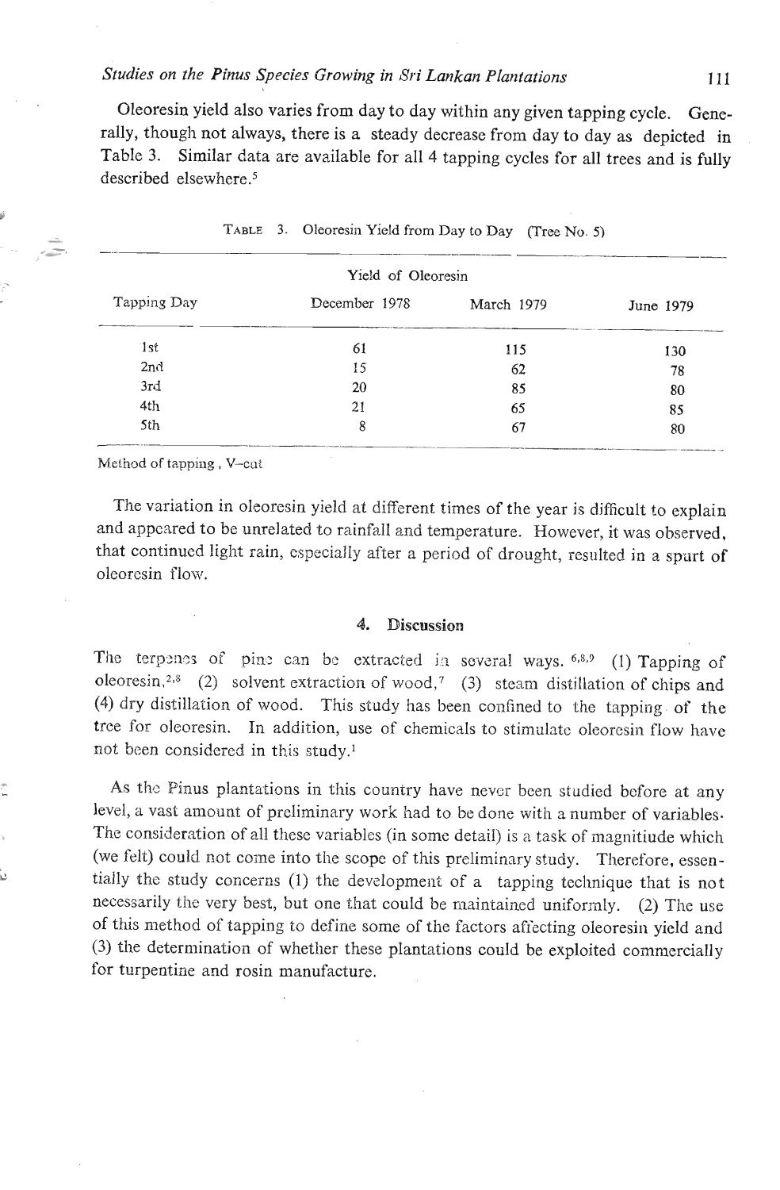Oleoresin yield also varies from day to day within any given tapping cycle. Generally, though not always, there is a steady decrease from day to day as depicted in Table 3. Similar data are available for all 4 tapping cycles for all trees and is fully described elsewhere.[5]

TABLE 3. Oleoresin Yield from Day to Day (Tree No. 5)

| Tapping Day | Yield of Oleoresin | | |
|---|---|---|---|
| | December 1978 | March 1979 | June 1979 |
| 1st | 61 | 115 | 130 |
| 2nd | 15 | 62 | 78 |
| 3rd | 20 | 85 | 80 |
| 4th | 21 | 65 | 85 |
| 5th | 8 | 67 | 80 |

Method of tapping , V–cut

The variation in oleoresin yield at different times of the year is difficult to explain and appeared to be unrelated to rainfall and temperature. However, it was observed, that continued light rain, especially after a period of drought, resulted in a spurt of oleoresin flow.

## 4. Discussion

The terpenes of pine can be extracted in several ways.[6,8,9] (1) Tapping of oleoresin,[2,8] (2) solvent extraction of wood,[7] (3) steam distillation of chips and (4) dry distillation of wood. This study has been confined to the tapping of the tree for oleoresin. In addition, use of chemicals to stimulate oleoresin flow have not been considered in this study.[1]

As the Pinus plantations in this country have never been studied before at any level, a vast amount of preliminary work had to be done with a number of variables. The consideration of all these variables (in some detail) is a task of magnitiude which (we felt) could not come into the scope of this preliminary study. Therefore, essentially the study concerns (1) the development of a tapping technique that is not necessarily the very best, but one that could be maintained uniformly. (2) The use of this method of tapping to define some of the factors affecting oleoresin yield and (3) the determination of whether these plantations could be exploited commercially for turpentine and rosin manufacture.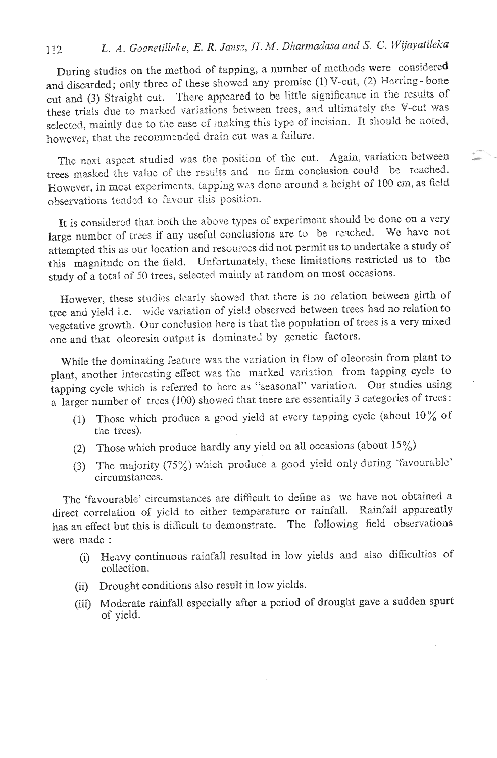During studies on the method of tapping, a number of methods were considered and discarded; only three of these showed any promise (1) V-cut, (2) Herring - bone cut and (3) Straight cut. There appeared to be little significance in the results of these trials due to marked variations between trees, and ultimately the V-cut was selected, mainly due to the ease of making this type of incision. It should be noted, however, that the recommended drain cut was a failure.

The next aspect studied was the position of the cut. Again, variation between trees masked the value of the results and no firm conclusion could be reached. However, in most experiments, tapping was done around a height of 100 cm, as field observations tended to favour this position.

It is considered that both the above types of experiment should be done on a very large number of trees if any useful conclusions are to be reached. We have not attempted this as our location and resources did not permit us to undertake a study of this magnitude on the field. Unfortunately, these limitations restricted us to the study of a total of 50 trees, selected mainly at random on most occasions.

However, these studies clearly showed that there is no relation between girth of tree and yield i.e. wide variation of yield observed between trees had no relation to vegetative growth. Our conclusion here is that the population of trees is a very mixed one and that oleoresin output is dominated by genetic factors.

While the dominating feature was the variation in flow of oleoresin from plant to plant, another interesting effect was the marked variation from tapping cycle to tapping cycle which is referred to here as "seasonal" variation. Our studies using a larger number of trees (100) showed that there are essentially 3 categories of trees:

(1) Those which produce a good yield at every tapping cycle (about 10% of the trees).

(2) Those which produce hardly any yield on all occasions (about 15%)

(3) The majority (75%) which produce a good yield only during 'favourable' circumstances.

The 'favourable' circumstances are difficult to define as we have not obtained a direct correlation of yield to either temperature or rainfall. Rainfall apparently has an effect but this is difficult to demonstrate. The following field observations were made :

(i) Heavy continuous rainfall resulted in low yields and also difficulties of collection.

(ii) Drought conditions also result in low yields.

(iii) Moderate rainfall especially after a period of drought gave a sudden spurt of yield.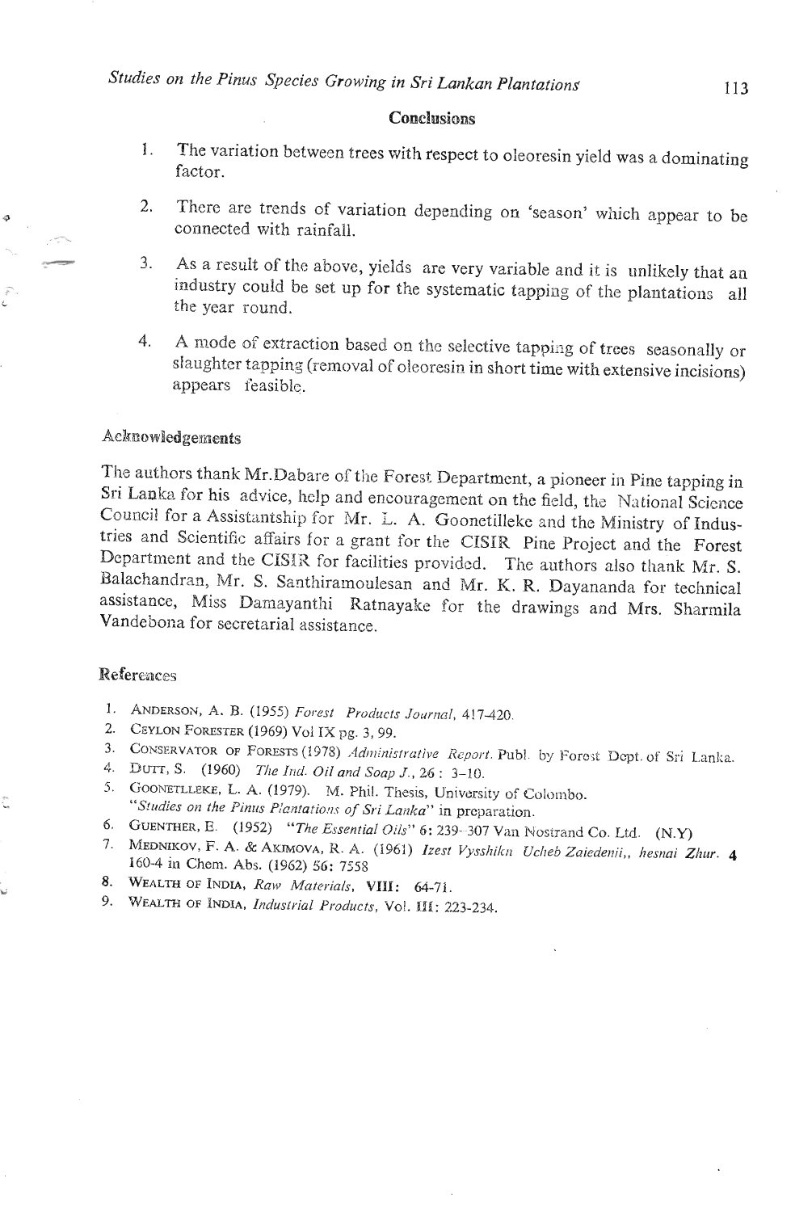## Conclusions

1. The variation between trees with respect to oleoresin yield was a dominating factor.

2. There are trends of variation depending on 'season' which appear to be connected with rainfall.

3. As a result of the above, yields are very variable and it is unlikely that an industry could be set up for the systematic tapping of the plantations all the year round.

4. A mode of extraction based on the selective tapping of trees seasonally or slaughter tapping (removal of oleoresin in short time with extensive incisions) appears feasible.

### Acknowledgements

The authors thank Mr.Dabare of the Forest Department, a pioneer in Pine tapping in Sri Lanka for his advice, help and encouragement on the field, the National Science Council for a Assistantship for Mr. L. A. Goonetilleke and the Ministry of Industries and Scientific affairs for a grant for the CISIR Pine Project and the Forest Department and the CISIR for facilities provided. The authors also thank Mr. S. Balachandran, Mr. S. Santhiramoulesan and Mr. K. R. Dayananda for technical assistance, Miss Damayanthi Ratnayake for the drawings and Mrs. Sharmila Vandebona for secretarial assistance.

### References

1. ANDERSON, A. B. (1955) *Forest Products Journal*, 417-420.
2. CEYLON FORESTER (1969) Vol IX pg. 3, 99.
3. CONSERVATOR OF FORESTS (1978) *Administrative Report*. Publ. by Forest Dept. of Sri Lanka.
4. DUTT, S. (1960) *The Ind. Oil and Soap J.*, 26 : 3-10.
5. GOONETLLEKE, L. A. (1979). M. Phil. Thesis, University of Colombo. "*Studies on the Pinus Plantations of Sri Lanka*" in preparation.
6. GUENTHER, E. (1952) "*The Essential Oils*" 6: 239-307 Van Nostrand Co. Ltd. (N.Y)
7. MEDNIKOV, F. A. & AKIMOVA, R. A. (1961) *Izest Vysshikn Ucheb Zaiedenii,, hesnai Zhur*. **4** 160-4 in Chem. Abs. (1962) 56: 7558
8. WEALTH OF INDIA, *Raw Materials*, **VIII**: 64-71.
9. WEALTH OF INDIA, *Industrial Products*, Vol. III: 223-234.